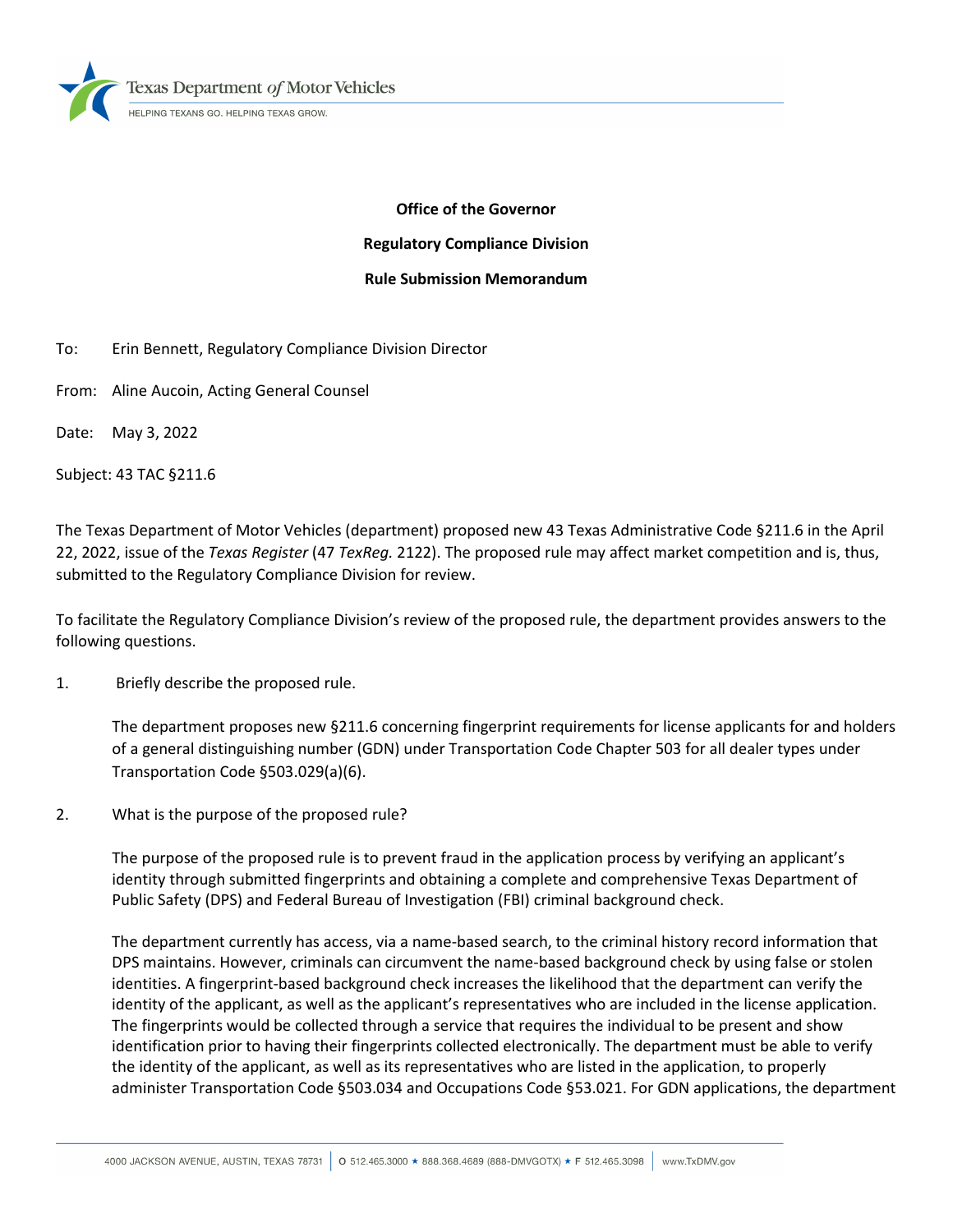**Office of the Governor**

**Regulatory Compliance Division**

**Rule Submission Memorandum**

To: Erin Bennett, Regulatory Compliance Division Director

From: Aline Aucoin, Acting General Counsel

Date: May 3, 2022

Subject: 43 TAC §211.6

The Texas Department of Motor Vehicles (department) proposed new 43 Texas Administrative Code §211.6 in the April 22, 2022, issue of the *Texas Register* (47 *TexReg.* 2122). The proposed rule may affect market competition and is, thus, submitted to the Regulatory Compliance Division for review.

To facilitate the Regulatory Compliance Division's review of the proposed rule, the department provides answers to the following questions.

1. Briefly describe the proposed rule.

   The department proposes new §211.6 concerning fingerprint requirements for license applicants for and holders of a general distinguishing number (GDN) under Transportation Code Chapter 503 for all dealer types under Transportation Code §503.029(a)(6).

2. What is the purpose of the proposed rule?

   The purpose of the proposed rule is to prevent fraud in the application process by verifying an applicant's identity through submitted fingerprints and obtaining a complete and comprehensive Texas Department of Public Safety (DPS) and Federal Bureau of Investigation (FBI) criminal background check.

   The department currently has access, via a name-based search, to the criminal history record information that DPS maintains. However, criminals can circumvent the name-based background check by using false or stolen identities. A fingerprint-based background check increases the likelihood that the department can verify the identity of the applicant, as well as the applicant's representatives who are included in the license application. The fingerprints would be collected through a service that requires the individual to be present and show identification prior to having their fingerprints collected electronically. The department must be able to verify the identity of the applicant, as well as its representatives who are listed in the application, to properly administer Transportation Code §503.034 and Occupations Code §53.021. For GDN applications, the department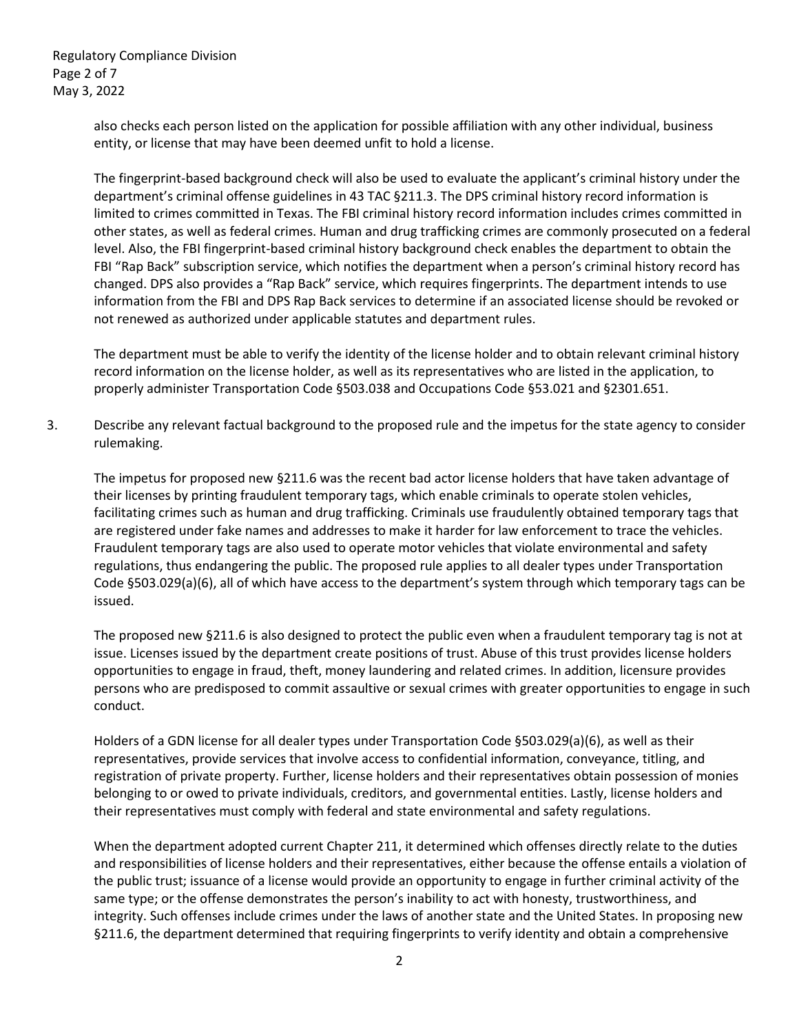also checks each person listed on the application for possible affiliation with any other individual, business entity, or license that may have been deemed unfit to hold a license.

The fingerprint-based background check will also be used to evaluate the applicant's criminal history under the department's criminal offense guidelines in 43 TAC §211.3. The DPS criminal history record information is limited to crimes committed in Texas. The FBI criminal history record information includes crimes committed in other states, as well as federal crimes. Human and drug trafficking crimes are commonly prosecuted on a federal level. Also, the FBI fingerprint-based criminal history background check enables the department to obtain the FBI "Rap Back" subscription service, which notifies the department when a person's criminal history record has changed. DPS also provides a "Rap Back" service, which requires fingerprints. The department intends to use information from the FBI and DPS Rap Back services to determine if an associated license should be revoked or not renewed as authorized under applicable statutes and department rules.

The department must be able to verify the identity of the license holder and to obtain relevant criminal history record information on the license holder, as well as its representatives who are listed in the application, to properly administer Transportation Code §503.038 and Occupations Code §53.021 and §2301.651.

3. Describe any relevant factual background to the proposed rule and the impetus for the state agency to consider rulemaking.

The impetus for proposed new §211.6 was the recent bad actor license holders that have taken advantage of their licenses by printing fraudulent temporary tags, which enable criminals to operate stolen vehicles, facilitating crimes such as human and drug trafficking. Criminals use fraudulently obtained temporary tags that are registered under fake names and addresses to make it harder for law enforcement to trace the vehicles. Fraudulent temporary tags are also used to operate motor vehicles that violate environmental and safety regulations, thus endangering the public. The proposed rule applies to all dealer types under Transportation Code §503.029(a)(6), all of which have access to the department's system through which temporary tags can be issued.

The proposed new §211.6 is also designed to protect the public even when a fraudulent temporary tag is not at issue. Licenses issued by the department create positions of trust. Abuse of this trust provides license holders opportunities to engage in fraud, theft, money laundering and related crimes. In addition, licensure provides persons who are predisposed to commit assaultive or sexual crimes with greater opportunities to engage in such conduct.

Holders of a GDN license for all dealer types under Transportation Code §503.029(a)(6), as well as their representatives, provide services that involve access to confidential information, conveyance, titling, and registration of private property. Further, license holders and their representatives obtain possession of monies belonging to or owed to private individuals, creditors, and governmental entities. Lastly, license holders and their representatives must comply with federal and state environmental and safety regulations.

When the department adopted current Chapter 211, it determined which offenses directly relate to the duties and responsibilities of license holders and their representatives, either because the offense entails a violation of the public trust; issuance of a license would provide an opportunity to engage in further criminal activity of the same type; or the offense demonstrates the person's inability to act with honesty, trustworthiness, and integrity. Such offenses include crimes under the laws of another state and the United States. In proposing new §211.6, the department determined that requiring fingerprints to verify identity and obtain a comprehensive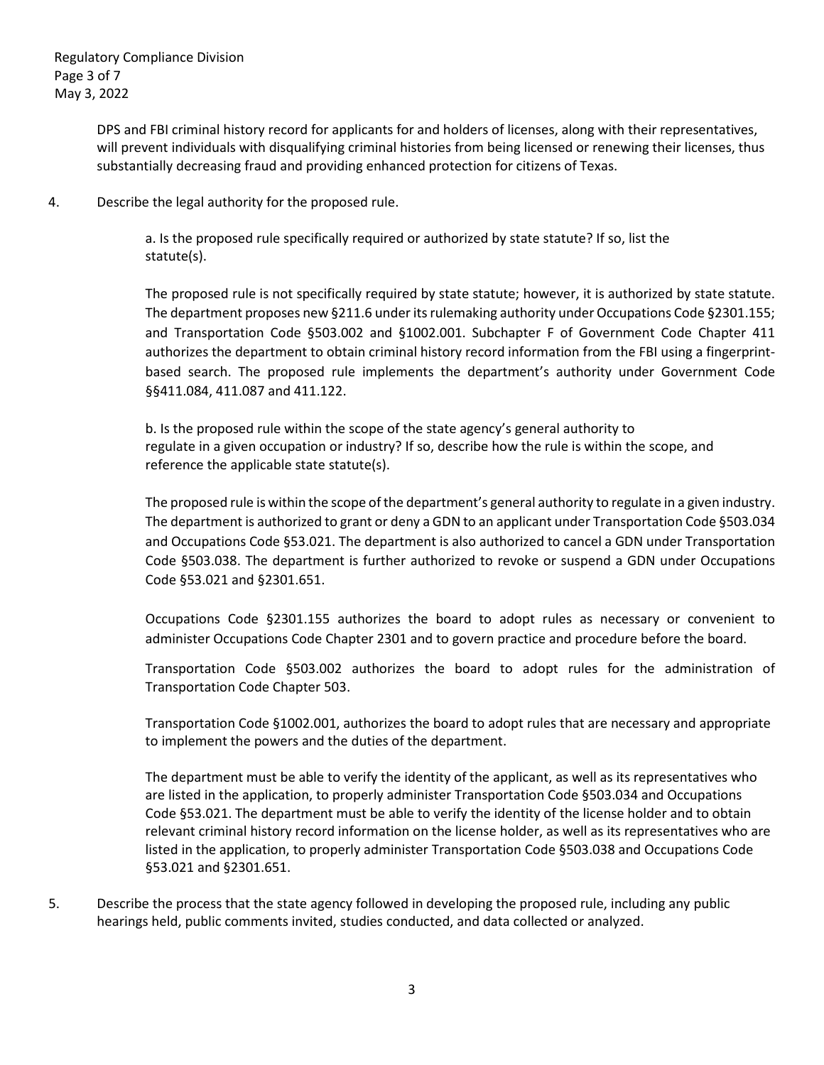DPS and FBI criminal history record for applicants for and holders of licenses, along with their representatives, will prevent individuals with disqualifying criminal histories from being licensed or renewing their licenses, thus substantially decreasing fraud and providing enhanced protection for citizens of Texas.

4. Describe the legal authority for the proposed rule.

   a. Is the proposed rule specifically required or authorized by state statute? If so, list the statute(s).

   The proposed rule is not specifically required by state statute; however, it is authorized by state statute. The department proposes new §211.6 under its rulemaking authority under Occupations Code §2301.155; and Transportation Code §503.002 and §1002.001. Subchapter F of Government Code Chapter 411 authorizes the department to obtain criminal history record information from the FBI using a fingerprint-based search. The proposed rule implements the department's authority under Government Code §§411.084, 411.087 and 411.122.

   b. Is the proposed rule within the scope of the state agency's general authority to regulate in a given occupation or industry? If so, describe how the rule is within the scope, and reference the applicable state statute(s).

   The proposed rule is within the scope of the department's general authority to regulate in a given industry. The department is authorized to grant or deny a GDN to an applicant under Transportation Code §503.034 and Occupations Code §53.021. The department is also authorized to cancel a GDN under Transportation Code §503.038. The department is further authorized to revoke or suspend a GDN under Occupations Code §53.021 and §2301.651.

   Occupations Code §2301.155 authorizes the board to adopt rules as necessary or convenient to administer Occupations Code Chapter 2301 and to govern practice and procedure before the board.

   Transportation Code §503.002 authorizes the board to adopt rules for the administration of Transportation Code Chapter 503.

   Transportation Code §1002.001, authorizes the board to adopt rules that are necessary and appropriate to implement the powers and the duties of the department.

   The department must be able to verify the identity of the applicant, as well as its representatives who are listed in the application, to properly administer Transportation Code §503.034 and Occupations Code §53.021. The department must be able to verify the identity of the license holder and to obtain relevant criminal history record information on the license holder, as well as its representatives who are listed in the application, to properly administer Transportation Code §503.038 and Occupations Code §53.021 and §2301.651.

5. Describe the process that the state agency followed in developing the proposed rule, including any public hearings held, public comments invited, studies conducted, and data collected or analyzed.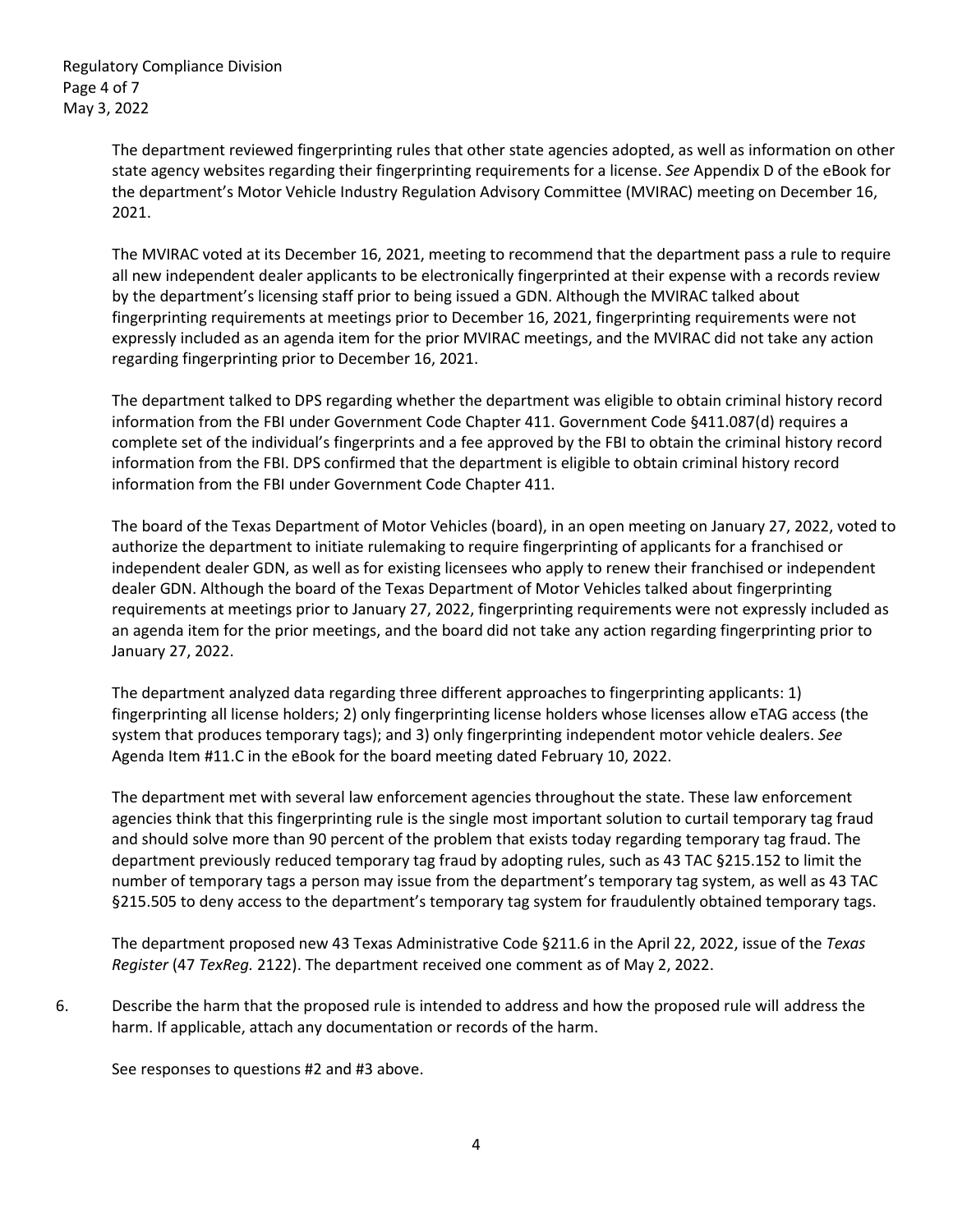The department reviewed fingerprinting rules that other state agencies adopted, as well as information on other state agency websites regarding their fingerprinting requirements for a license. *See* Appendix D of the eBook for the department's Motor Vehicle Industry Regulation Advisory Committee (MVIRAC) meeting on December 16, 2021.

The MVIRAC voted at its December 16, 2021, meeting to recommend that the department pass a rule to require all new independent dealer applicants to be electronically fingerprinted at their expense with a records review by the department's licensing staff prior to being issued a GDN. Although the MVIRAC talked about fingerprinting requirements at meetings prior to December 16, 2021, fingerprinting requirements were not expressly included as an agenda item for the prior MVIRAC meetings, and the MVIRAC did not take any action regarding fingerprinting prior to December 16, 2021.

The department talked to DPS regarding whether the department was eligible to obtain criminal history record information from the FBI under Government Code Chapter 411. Government Code §411.087(d) requires a complete set of the individual's fingerprints and a fee approved by the FBI to obtain the criminal history record information from the FBI. DPS confirmed that the department is eligible to obtain criminal history record information from the FBI under Government Code Chapter 411.

The board of the Texas Department of Motor Vehicles (board), in an open meeting on January 27, 2022, voted to authorize the department to initiate rulemaking to require fingerprinting of applicants for a franchised or independent dealer GDN, as well as for existing licensees who apply to renew their franchised or independent dealer GDN. Although the board of the Texas Department of Motor Vehicles talked about fingerprinting requirements at meetings prior to January 27, 2022, fingerprinting requirements were not expressly included as an agenda item for the prior meetings, and the board did not take any action regarding fingerprinting prior to January 27, 2022.

The department analyzed data regarding three different approaches to fingerprinting applicants: 1) fingerprinting all license holders; 2) only fingerprinting license holders whose licenses allow eTAG access (the system that produces temporary tags); and 3) only fingerprinting independent motor vehicle dealers. *See* Agenda Item #11.C in the eBook for the board meeting dated February 10, 2022.

The department met with several law enforcement agencies throughout the state. These law enforcement agencies think that this fingerprinting rule is the single most important solution to curtail temporary tag fraud and should solve more than 90 percent of the problem that exists today regarding temporary tag fraud. The department previously reduced temporary tag fraud by adopting rules, such as 43 TAC §215.152 to limit the number of temporary tags a person may issue from the department's temporary tag system, as well as 43 TAC §215.505 to deny access to the department's temporary tag system for fraudulently obtained temporary tags.

The department proposed new 43 Texas Administrative Code §211.6 in the April 22, 2022, issue of the *Texas Register* (47 *TexReg.* 2122). The department received one comment as of May 2, 2022.

6. Describe the harm that the proposed rule is intended to address and how the proposed rule will address the harm. If applicable, attach any documentation or records of the harm.

   See responses to questions #2 and #3 above.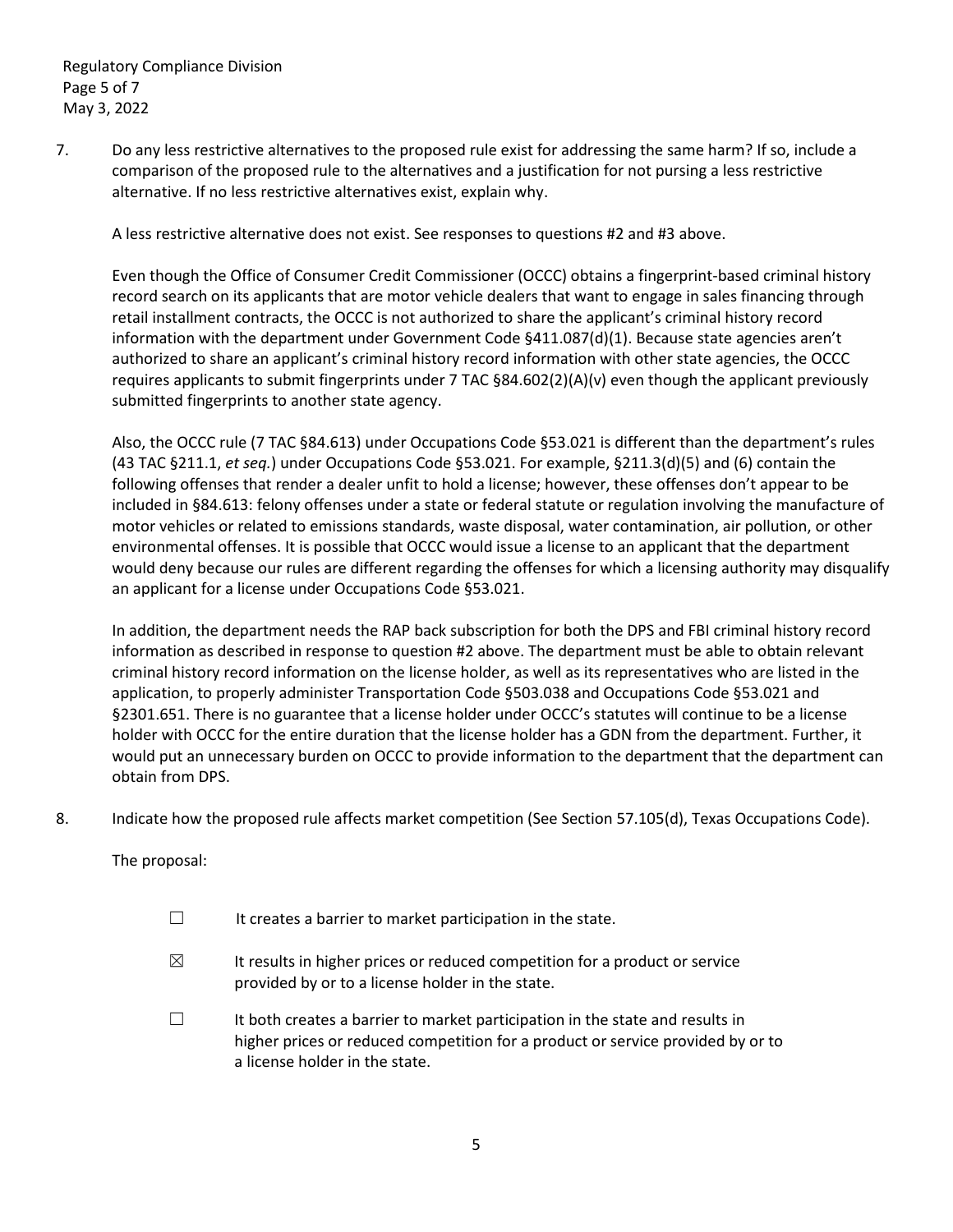7. Do any less restrictive alternatives to the proposed rule exist for addressing the same harm? If so, include a comparison of the proposed rule to the alternatives and a justification for not pursing a less restrictive alternative. If no less restrictive alternatives exist, explain why.

   A less restrictive alternative does not exist. See responses to questions #2 and #3 above.

   Even though the Office of Consumer Credit Commissioner (OCCC) obtains a fingerprint-based criminal history record search on its applicants that are motor vehicle dealers that want to engage in sales financing through retail installment contracts, the OCCC is not authorized to share the applicant's criminal history record information with the department under Government Code §411.087(d)(1). Because state agencies aren't authorized to share an applicant's criminal history record information with other state agencies, the OCCC requires applicants to submit fingerprints under 7 TAC §84.602(2)(A)(v) even though the applicant previously submitted fingerprints to another state agency.

   Also, the OCCC rule (7 TAC §84.613) under Occupations Code §53.021 is different than the department's rules (43 TAC §211.1, *et seq.*) under Occupations Code §53.021. For example, §211.3(d)(5) and (6) contain the following offenses that render a dealer unfit to hold a license; however, these offenses don't appear to be included in §84.613: felony offenses under a state or federal statute or regulation involving the manufacture of motor vehicles or related to emissions standards, waste disposal, water contamination, air pollution, or other environmental offenses. It is possible that OCCC would issue a license to an applicant that the department would deny because our rules are different regarding the offenses for which a licensing authority may disqualify an applicant for a license under Occupations Code §53.021.

   In addition, the department needs the RAP back subscription for both the DPS and FBI criminal history record information as described in response to question #2 above. The department must be able to obtain relevant criminal history record information on the license holder, as well as its representatives who are listed in the application, to properly administer Transportation Code §503.038 and Occupations Code §53.021 and §2301.651. There is no guarantee that a license holder under OCCC's statutes will continue to be a license holder with OCCC for the entire duration that the license holder has a GDN from the department. Further, it would put an unnecessary burden on OCCC to provide information to the department that the department can obtain from DPS.

8. Indicate how the proposed rule affects market competition (See Section 57.105(d), Texas Occupations Code).

   The proposal:

   ☐ It creates a barrier to market participation in the state.

   ☒ It results in higher prices or reduced competition for a product or service provided by or to a license holder in the state.

   ☐ It both creates a barrier to market participation in the state and results in higher prices or reduced competition for a product or service provided by or to a license holder in the state.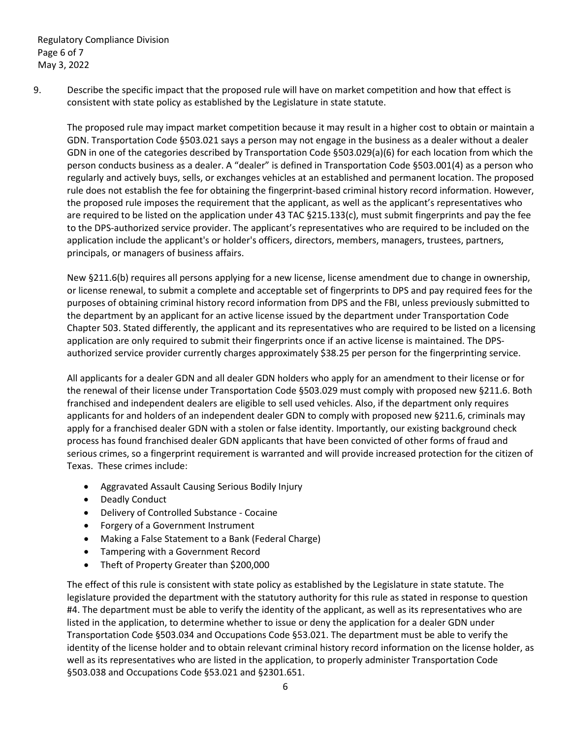9. Describe the specific impact that the proposed rule will have on market competition and how that effect is consistent with state policy as established by the Legislature in state statute.

   The proposed rule may impact market competition because it may result in a higher cost to obtain or maintain a GDN. Transportation Code §503.021 says a person may not engage in the business as a dealer without a dealer GDN in one of the categories described by Transportation Code §503.029(a)(6) for each location from which the person conducts business as a dealer. A "dealer" is defined in Transportation Code §503.001(4) as a person who regularly and actively buys, sells, or exchanges vehicles at an established and permanent location. The proposed rule does not establish the fee for obtaining the fingerprint-based criminal history record information. However, the proposed rule imposes the requirement that the applicant, as well as the applicant's representatives who are required to be listed on the application under 43 TAC §215.133(c), must submit fingerprints and pay the fee to the DPS-authorized service provider. The applicant's representatives who are required to be included on the application include the applicant's or holder's officers, directors, members, managers, trustees, partners, principals, or managers of business affairs.

   New §211.6(b) requires all persons applying for a new license, license amendment due to change in ownership, or license renewal, to submit a complete and acceptable set of fingerprints to DPS and pay required fees for the purposes of obtaining criminal history record information from DPS and the FBI, unless previously submitted to the department by an applicant for an active license issued by the department under Transportation Code Chapter 503. Stated differently, the applicant and its representatives who are required to be listed on a licensing application are only required to submit their fingerprints once if an active license is maintained. The DPS-authorized service provider currently charges approximately $38.25 per person for the fingerprinting service.

   All applicants for a dealer GDN and all dealer GDN holders who apply for an amendment to their license or for the renewal of their license under Transportation Code §503.029 must comply with proposed new §211.6. Both franchised and independent dealers are eligible to sell used vehicles. Also, if the department only requires applicants for and holders of an independent dealer GDN to comply with proposed new §211.6, criminals may apply for a franchised dealer GDN with a stolen or false identity. Importantly, our existing background check process has found franchised dealer GDN applicants that have been convicted of other forms of fraud and serious crimes, so a fingerprint requirement is warranted and will provide increased protection for the citizen of Texas. These crimes include:

   - Aggravated Assault Causing Serious Bodily Injury
   - Deadly Conduct
   - Delivery of Controlled Substance - Cocaine
   - Forgery of a Government Instrument
   - Making a False Statement to a Bank (Federal Charge)
   - Tampering with a Government Record
   - Theft of Property Greater than $200,000

   The effect of this rule is consistent with state policy as established by the Legislature in state statute. The legislature provided the department with the statutory authority for this rule as stated in response to question #4. The department must be able to verify the identity of the applicant, as well as its representatives who are listed in the application, to determine whether to issue or deny the application for a dealer GDN under Transportation Code §503.034 and Occupations Code §53.021. The department must be able to verify the identity of the license holder and to obtain relevant criminal history record information on the license holder, as well as its representatives who are listed in the application, to properly administer Transportation Code §503.038 and Occupations Code §53.021 and §2301.651.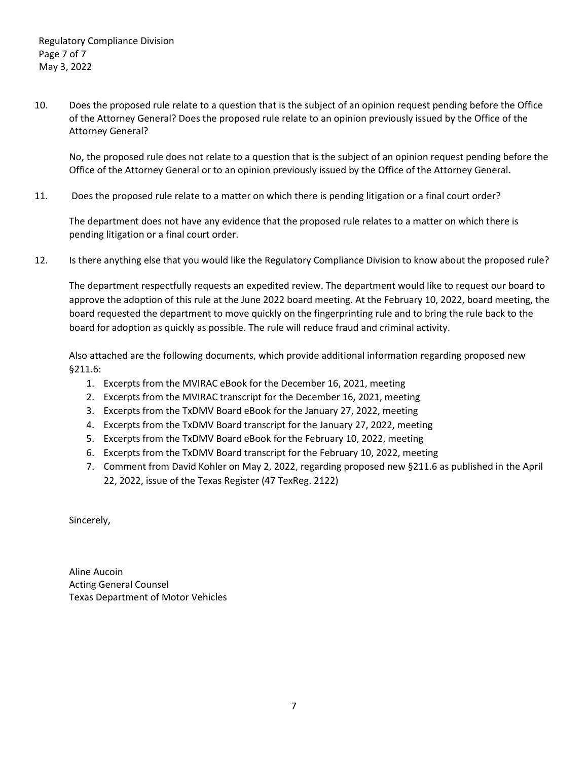10. Does the proposed rule relate to a question that is the subject of an opinion request pending before the Office of the Attorney General? Does the proposed rule relate to an opinion previously issued by the Office of the Attorney General?

    No, the proposed rule does not relate to a question that is the subject of an opinion request pending before the Office of the Attorney General or to an opinion previously issued by the Office of the Attorney General.

11. Does the proposed rule relate to a matter on which there is pending litigation or a final court order?

    The department does not have any evidence that the proposed rule relates to a matter on which there is pending litigation or a final court order.

12. Is there anything else that you would like the Regulatory Compliance Division to know about the proposed rule?

    The department respectfully requests an expedited review. The department would like to request our board to approve the adoption of this rule at the June 2022 board meeting. At the February 10, 2022, board meeting, the board requested the department to move quickly on the fingerprinting rule and to bring the rule back to the board for adoption as quickly as possible. The rule will reduce fraud and criminal activity.

    Also attached are the following documents, which provide additional information regarding proposed new §211.6:

    1. Excerpts from the MVIRAC eBook for the December 16, 2021, meeting
    2. Excerpts from the MVIRAC transcript for the December 16, 2021, meeting
    3. Excerpts from the TxDMV Board eBook for the January 27, 2022, meeting
    4. Excerpts from the TxDMV Board transcript for the January 27, 2022, meeting
    5. Excerpts from the TxDMV Board eBook for the February 10, 2022, meeting
    6. Excerpts from the TxDMV Board transcript for the February 10, 2022, meeting
    7. Comment from David Kohler on May 2, 2022, regarding proposed new §211.6 as published in the April 22, 2022, issue of the Texas Register (47 TexReg. 2122)

Sincerely,

Aline Aucoin
Acting General Counsel
Texas Department of Motor Vehicles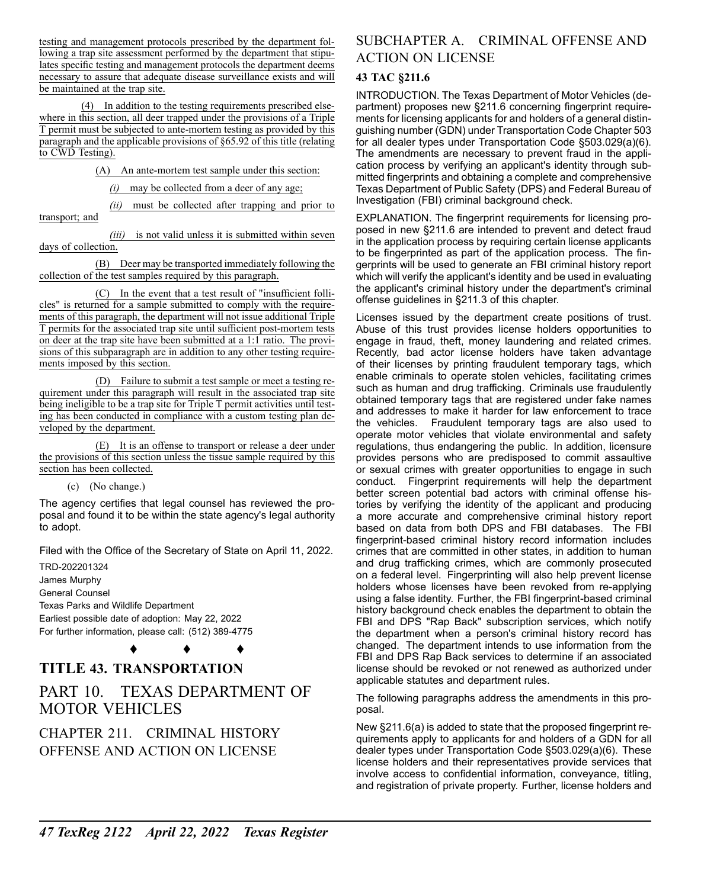testing and management protocols prescribed by the department following a trap site assessment performed by the department that stipulates specific testing and management protocols the department deems necessary to assure that adequate disease surveillance exists and will be maintained at the trap site.

(4) In addition to the testing requirements prescribed elsewhere in this section, all deer trapped under the provisions of a Triple T permit must be subjected to ante-mortem testing as provided by this paragraph and the applicable provisions of §65.92 of this title (relating to CWD Testing).

(A) An ante-mortem test sample under this section:

*(i)* may be collected from a deer of any age;

*(ii)* must be collected after trapping and prior to transport; and

*(iii)* is not valid unless it is submitted within seven days of collection.

(B) Deer may be transported immediately following the collection of the test samples required by this paragraph.

(C) In the event that a test result of "insufficient follicles" is returned for a sample submitted to comply with the requirements of this paragraph, the department will not issue additional Triple T permits for the associated trap site until sufficient post-mortem tests on deer at the trap site have been submitted at a 1:1 ratio. The provisions of this subparagraph are in addition to any other testing requirements imposed by this section.

(D) Failure to submit a test sample or meet a testing requirement under this paragraph will result in the associated trap site being ineligible to be a trap site for Triple T permit activities until testing has been conducted in compliance with a custom testing plan developed by the department.

(E) It is an offense to transport or release a deer under the provisions of this section unless the tissue sample required by this section has been collected.

(c) (No change.)

The agency certifies that legal counsel has reviewed the proposal and found it to be within the state agency's legal authority to adopt.

Filed with the Office of the Secretary of State on April 11, 2022.

TRD-202201324
James Murphy
General Counsel
Texas Parks and Wildlife Department
Earliest possible date of adoption: May 22, 2022
For further information, please call: (512) 389-4775

♦ ♦ ♦

# TITLE 43. TRANSPORTATION

## PART 10. TEXAS DEPARTMENT OF MOTOR VEHICLES

## CHAPTER 211. CRIMINAL HISTORY OFFENSE AND ACTION ON LICENSE

## SUBCHAPTER A. CRIMINAL OFFENSE AND ACTION ON LICENSE

### 43 TAC §211.6

INTRODUCTION. The Texas Department of Motor Vehicles (department) proposes new §211.6 concerning fingerprint requirements for licensing applicants for and holders of a general distinguishing number (GDN) under Transportation Code Chapter 503 for all dealer types under Transportation Code §503.029(a)(6). The amendments are necessary to prevent fraud in the application process by verifying an applicant's identity through submitted fingerprints and obtaining a complete and comprehensive Texas Department of Public Safety (DPS) and Federal Bureau of Investigation (FBI) criminal background check.

EXPLANATION. The fingerprint requirements for licensing proposed in new §211.6 are intended to prevent and detect fraud in the application process by requiring certain license applicants to be fingerprinted as part of the application process. The fingerprints will be used to generate an FBI criminal history report which will verify the applicant's identity and be used in evaluating the applicant's criminal history under the department's criminal offense guidelines in §211.3 of this chapter.

Licenses issued by the department create positions of trust. Abuse of this trust provides license holders opportunities to engage in fraud, theft, money laundering and related crimes. Recently, bad actor license holders have taken advantage of their licenses by printing fraudulent temporary tags, which enable criminals to operate stolen vehicles, facilitating crimes such as human and drug trafficking. Criminals use fraudulently obtained temporary tags that are registered under fake names and addresses to make it harder for law enforcement to trace the vehicles. Fraudulent temporary tags are also used to operate motor vehicles that violate environmental and safety regulations, thus endangering the public. In addition, licensure provides persons who are predisposed to commit assaultive or sexual crimes with greater opportunities to engage in such conduct. Fingerprint requirements will help the department better screen potential bad actors with criminal offense histories by verifying the identity of the applicant and producing a more accurate and comprehensive criminal history report based on data from both DPS and FBI databases. The FBI fingerprint-based criminal history record information includes crimes that are committed in other states, in addition to human and drug trafficking crimes, which are commonly prosecuted on a federal level. Fingerprinting will also help prevent license holders whose licenses have been revoked from re-applying using a false identity. Further, the FBI fingerprint-based criminal history background check enables the department to obtain the FBI and DPS "Rap Back" subscription services, which notify the department when a person's criminal history record has changed. The department intends to use information from the FBI and DPS Rap Back services to determine if an associated license should be revoked or not renewed as authorized under applicable statutes and department rules.

The following paragraphs address the amendments in this proposal.

New §211.6(a) is added to state that the proposed fingerprint requirements apply to applicants for and holders of a GDN for all dealer types under Transportation Code §503.029(a)(6). These license holders and their representatives provide services that involve access to confidential information, conveyance, titling, and registration of private property. Further, license holders and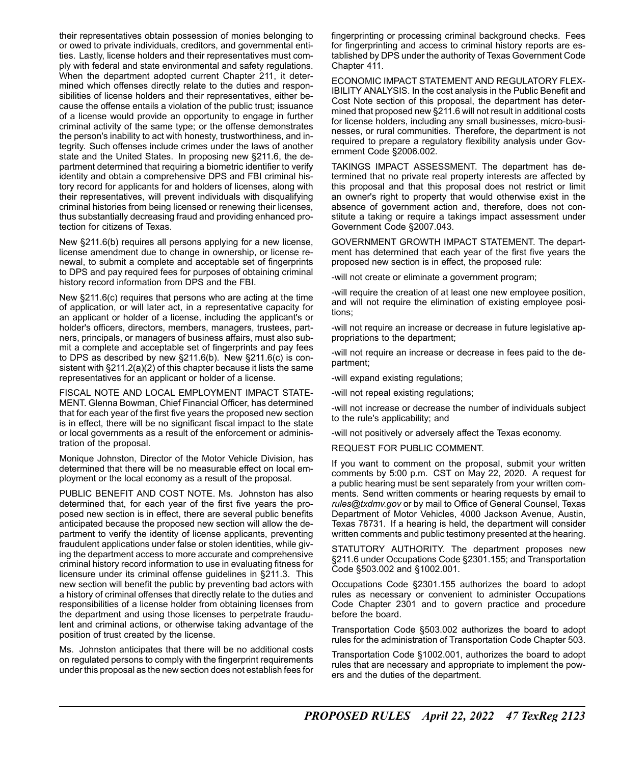their representatives obtain possession of monies belonging to or owed to private individuals, creditors, and governmental entities. Lastly, license holders and their representatives must comply with federal and state environmental and safety regulations. When the department adopted current Chapter 211, it determined which offenses directly relate to the duties and responsibilities of license holders and their representatives, either because the offense entails a violation of the public trust; issuance of a license would provide an opportunity to engage in further criminal activity of the same type; or the offense demonstrates the person's inability to act with honesty, trustworthiness, and integrity. Such offenses include crimes under the laws of another state and the United States. In proposing new §211.6, the department determined that requiring a biometric identifier to verify identity and obtain a comprehensive DPS and FBI criminal history record for applicants for and holders of licenses, along with their representatives, will prevent individuals with disqualifying criminal histories from being licensed or renewing their licenses, thus substantially decreasing fraud and providing enhanced protection for citizens of Texas.

New §211.6(b) requires all persons applying for a new license, license amendment due to change in ownership, or license renewal, to submit a complete and acceptable set of fingerprints to DPS and pay required fees for purposes of obtaining criminal history record information from DPS and the FBI.

New §211.6(c) requires that persons who are acting at the time of application, or will later act, in a representative capacity for an applicant or holder of a license, including the applicant's or holder's officers, directors, members, managers, trustees, partners, principals, or managers of business affairs, must also submit a complete and acceptable set of fingerprints and pay fees to DPS as described by new §211.6(b). New §211.6(c) is consistent with §211.2(a)(2) of this chapter because it lists the same representatives for an applicant or holder of a license.

FISCAL NOTE AND LOCAL EMPLOYMENT IMPACT STATEMENT. Glenna Bowman, Chief Financial Officer, has determined that for each year of the first five years the proposed new section is in effect, there will be no significant fiscal impact to the state or local governments as a result of the enforcement or administration of the proposal.

Monique Johnston, Director of the Motor Vehicle Division, has determined that there will be no measurable effect on local employment or the local economy as a result of the proposal.

PUBLIC BENEFIT AND COST NOTE. Ms. Johnston has also determined that, for each year of the first five years the proposed new section is in effect, there are several public benefits anticipated because the proposed new section will allow the department to verify the identity of license applicants, preventing fraudulent applications under false or stolen identities, while giving the department access to more accurate and comprehensive criminal history record information to use in evaluating fitness for licensure under its criminal offense guidelines in §211.3. This new section will benefit the public by preventing bad actors with a history of criminal offenses that directly relate to the duties and responsibilities of a license holder from obtaining licenses from the department and using those licenses to perpetrate fraudulent and criminal actions, or otherwise taking advantage of the position of trust created by the license.

Ms. Johnston anticipates that there will be no additional costs on regulated persons to comply with the fingerprint requirements under this proposal as the new section does not establish fees for fingerprinting or processing criminal background checks. Fees for fingerprinting and access to criminal history reports are established by DPS under the authority of Texas Government Code Chapter 411.

ECONOMIC IMPACT STATEMENT AND REGULATORY FLEXIBILITY ANALYSIS. In the cost analysis in the Public Benefit and Cost Note section of this proposal, the department has determined that proposed new §211.6 will not result in additional costs for license holders, including any small businesses, micro-businesses, or rural communities. Therefore, the department is not required to prepare a regulatory flexibility analysis under Government Code §2006.002.

TAKINGS IMPACT ASSESSMENT. The department has determined that no private real property interests are affected by this proposal and that this proposal does not restrict or limit an owner's right to property that would otherwise exist in the absence of government action and, therefore, does not constitute a taking or require a takings impact assessment under Government Code §2007.043.

GOVERNMENT GROWTH IMPACT STATEMENT. The department has determined that each year of the first five years the proposed new section is in effect, the proposed rule:

-will not create or eliminate a government program;

-will require the creation of at least one new employee position, and will not require the elimination of existing employee positions;

-will not require an increase or decrease in future legislative appropriations to the department;

-will not require an increase or decrease in fees paid to the department;

-will expand existing regulations;

-will not repeal existing regulations;

-will not increase or decrease the number of individuals subject to the rule's applicability; and

-will not positively or adversely affect the Texas economy.

REQUEST FOR PUBLIC COMMENT.

If you want to comment on the proposal, submit your written comments by 5:00 p.m. CST on May 22, 2020. A request for a public hearing must be sent separately from your written comments. Send written comments or hearing requests by email to *rules@txdmv.gov* or by mail to Office of General Counsel, Texas Department of Motor Vehicles, 4000 Jackson Avenue, Austin, Texas 78731. If a hearing is held, the department will consider written comments and public testimony presented at the hearing.

STATUTORY AUTHORITY. The department proposes new §211.6 under Occupations Code §2301.155; and Transportation Code §503.002 and §1002.001.

Occupations Code §2301.155 authorizes the board to adopt rules as necessary or convenient to administer Occupations Code Chapter 2301 and to govern practice and procedure before the board.

Transportation Code §503.002 authorizes the board to adopt rules for the administration of Transportation Code Chapter 503.

Transportation Code §1002.001, authorizes the board to adopt rules that are necessary and appropriate to implement the powers and the duties of the department.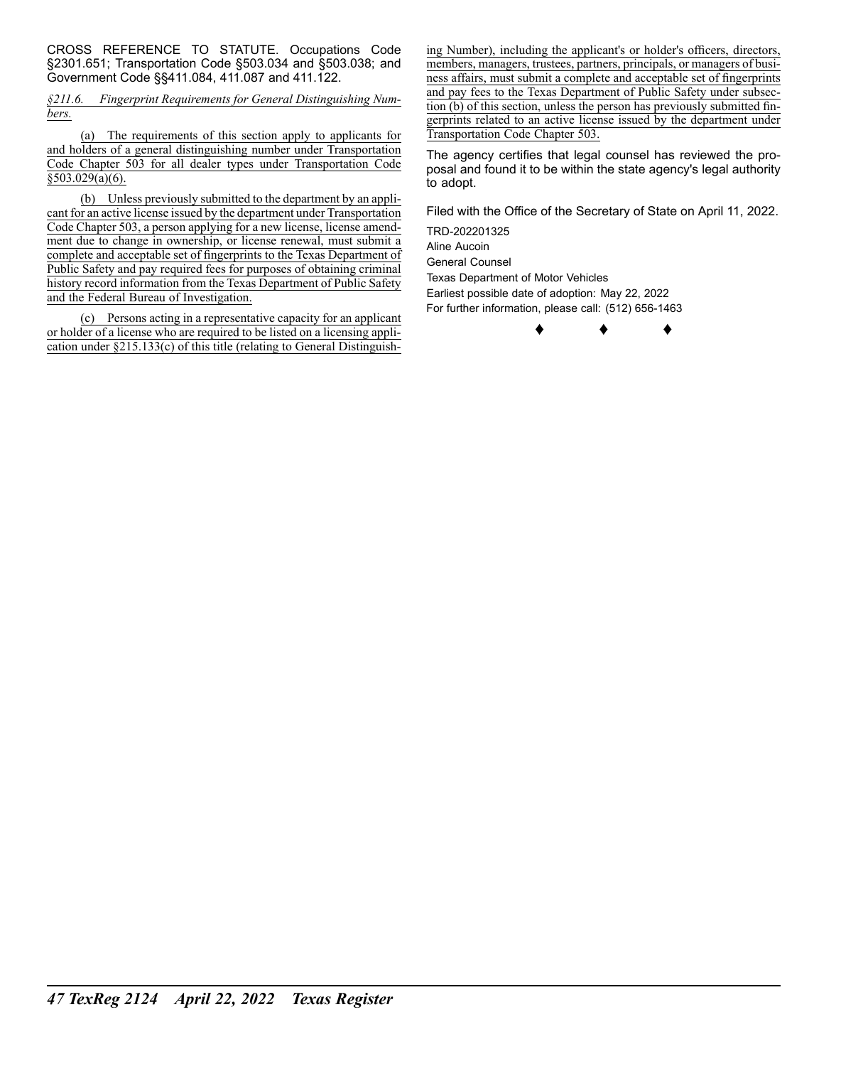CROSS REFERENCE TO STATUTE. Occupations Code §2301.651; Transportation Code §503.034 and §503.038; and Government Code §§411.084, 411.087 and 411.122.

*§211.6. Fingerprint Requirements for General Distinguishing Numbers.*

(a) The requirements of this section apply to applicants for and holders of a general distinguishing number under Transportation Code Chapter 503 for all dealer types under Transportation Code §503.029(a)(6).

(b) Unless previously submitted to the department by an applicant for an active license issued by the department under Transportation Code Chapter 503, a person applying for a new license, license amendment due to change in ownership, or license renewal, must submit a complete and acceptable set of fingerprints to the Texas Department of Public Safety and pay required fees for purposes of obtaining criminal history record information from the Texas Department of Public Safety and the Federal Bureau of Investigation.

(c) Persons acting in a representative capacity for an applicant or holder of a license who are required to be listed on a licensing application under §215.133(c) of this title (relating to General Distinguishing Number), including the applicant's or holder's officers, directors, members, managers, trustees, partners, principals, or managers of business affairs, must submit a complete and acceptable set of fingerprints and pay fees to the Texas Department of Public Safety under subsection (b) of this section, unless the person has previously submitted fingerprints related to an active license issued by the department under Transportation Code Chapter 503.

The agency certifies that legal counsel has reviewed the proposal and found it to be within the state agency's legal authority to adopt.

Filed with the Office of the Secretary of State on April 11, 2022.

TRD-202201325
Aline Aucoin
General Counsel
Texas Department of Motor Vehicles
Earliest possible date of adoption: May 22, 2022
For further information, please call: (512) 656-1463

♦ ♦ ♦